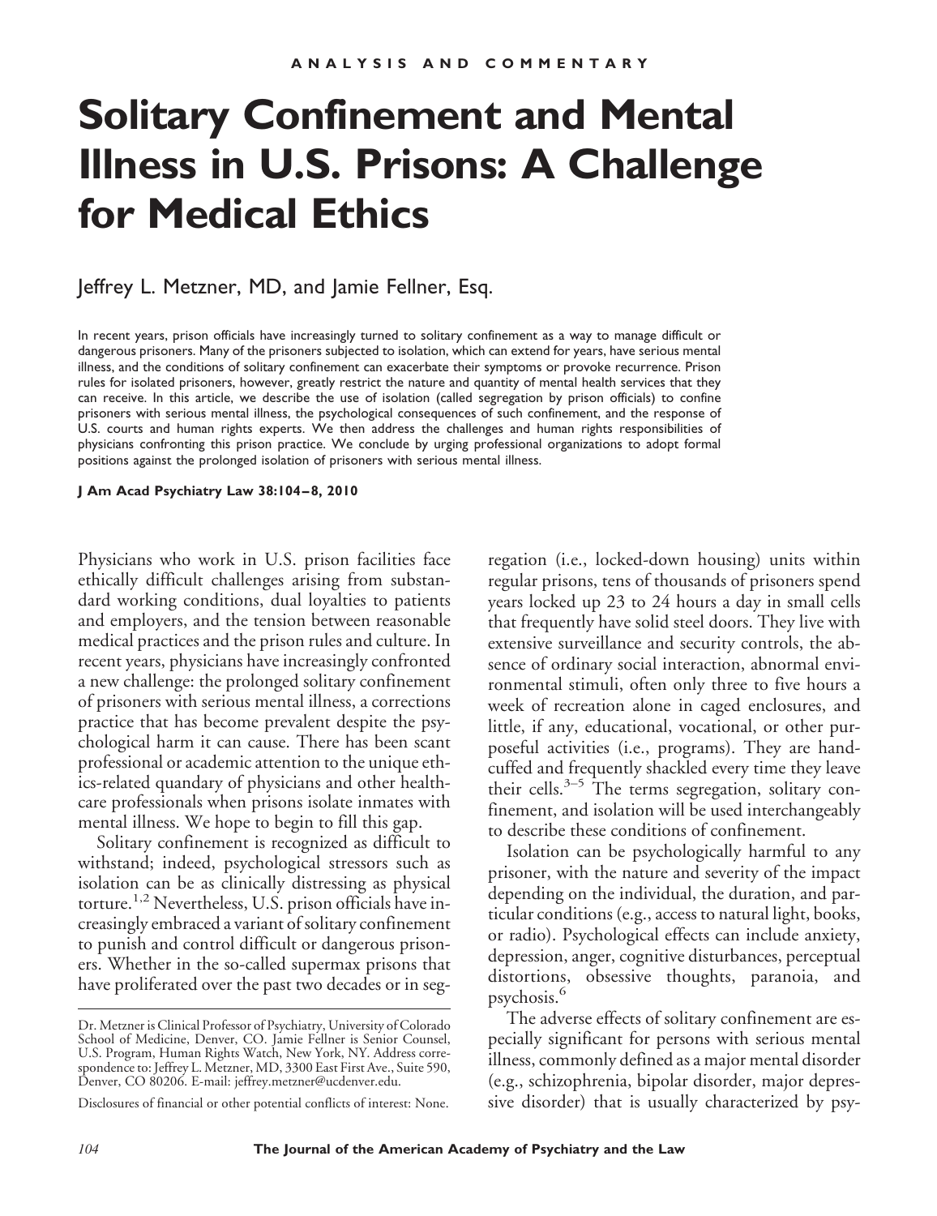ANALYSIS AND COMMENTARY

# Solitary Confinement and Mental Illness in U.S. Prisons: A Challenge for Medical Ethics

Jeffrey L. Metzner, MD, and Jamie Fellner, Esq.

In recent years, prison officials have increasingly turned to solitary confinement as a way to manage difficult or dangerous prisoners. Many of the prisoners subjected to isolation, which can extend for years, have serious mental illness, and the conditions of solitary confinement can exacerbate their symptoms or provoke recurrence. Prison rules for isolated prisoners, however, greatly restrict the nature and quantity of mental health services that they can receive. In this article, we describe the use of isolation (called segregation by prison officials) to confine prisoners with serious mental illness, the psychological consequences of such confinement, and the response of U.S. courts and human rights experts. We then address the challenges and human rights responsibilities of physicians confronting this prison practice. We conclude by urging professional organizations to adopt formal positions against the prolonged isolation of prisoners with serious mental illness.

**J Am Acad Psychiatry Law 38:104–8, 2010**

Physicians who work in U.S. prison facilities face ethically difficult challenges arising from substandard working conditions, dual loyalties to patients and employers, and the tension between reasonable medical practices and the prison rules and culture. In recent years, physicians have increasingly confronted a new challenge: the prolonged solitary confinement of prisoners with serious mental illness, a corrections practice that has become prevalent despite the psychological harm it can cause. There has been scant professional or academic attention to the unique ethics-related quandary of physicians and other health-care professionals when prisons isolate inmates with mental illness. We hope to begin to fill this gap.

Solitary confinement is recognized as difficult to withstand; indeed, psychological stressors such as isolation can be as clinically distressing as physical torture.[1,2] Nevertheless, U.S. prison officials have increasingly embraced a variant of solitary confinement to punish and control difficult or dangerous prisoners. Whether in the so-called supermax prisons that have proliferated over the past two decades or in segregation (i.e., locked-down housing) units within regular prisons, tens of thousands of prisoners spend years locked up 23 to 24 hours a day in small cells that frequently have solid steel doors. They live with extensive surveillance and security controls, the absence of ordinary social interaction, abnormal environmental stimuli, often only three to five hours a week of recreation alone in caged enclosures, and little, if any, educational, vocational, or other purposeful activities (i.e., programs). They are handcuffed and frequently shackled every time they leave their cells.[3–5] The terms segregation, solitary confinement, and isolation will be used interchangeably to describe these conditions of confinement.

Isolation can be psychologically harmful to any prisoner, with the nature and severity of the impact depending on the individual, the duration, and particular conditions (e.g., access to natural light, books, or radio). Psychological effects can include anxiety, depression, anger, cognitive disturbances, perceptual distortions, obsessive thoughts, paranoia, and psychosis.[6]

The adverse effects of solitary confinement are especially significant for persons with serious mental illness, commonly defined as a major mental disorder (e.g., schizophrenia, bipolar disorder, major depressive disorder) that is usually characterized by psy-

Dr. Metzner is Clinical Professor of Psychiatry, University of Colorado School of Medicine, Denver, CO. Jamie Fellner is Senior Counsel, U.S. Program, Human Rights Watch, New York, NY. Address correspondence to: Jeffrey L. Metzner, MD, 3300 East First Ave., Suite 590, Denver, CO 80206. E-mail: jeffrey.metzner@ucdenver.edu.

Disclosures of financial or other potential conflicts of interest: None.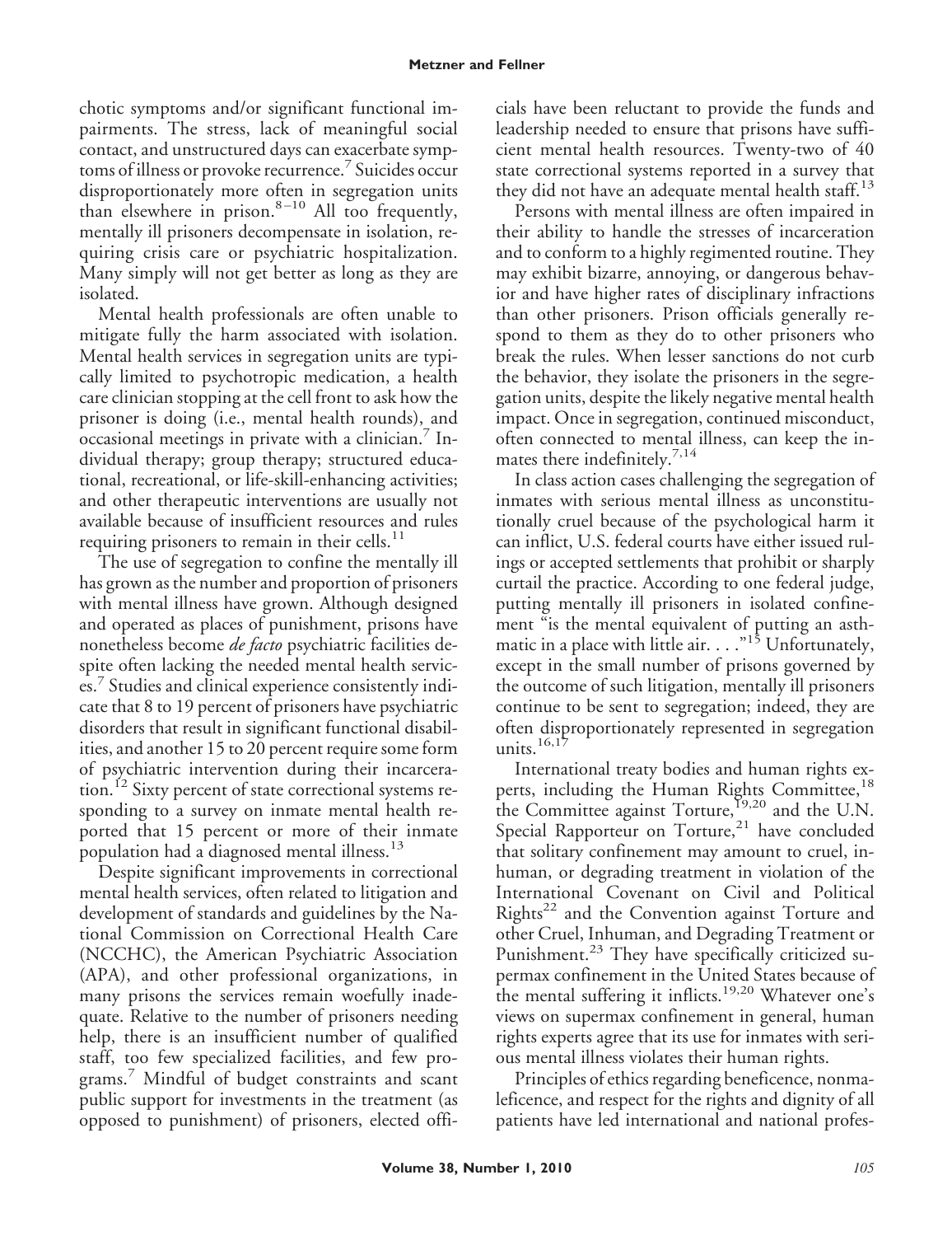chotic symptoms and/or significant functional impairments. The stress, lack of meaningful social contact, and unstructured days can exacerbate symptoms of illness or provoke recurrence.[7] Suicides occur disproportionately more often in segregation units than elsewhere in prison.[8–10] All too frequently, mentally ill prisoners decompensate in isolation, requiring crisis care or psychiatric hospitalization. Many simply will not get better as long as they are isolated.

Mental health professionals are often unable to mitigate fully the harm associated with isolation. Mental health services in segregation units are typically limited to psychotropic medication, a health care clinician stopping at the cell front to ask how the prisoner is doing (i.e., mental health rounds), and occasional meetings in private with a clinician.[7] Individual therapy; group therapy; structured educational, recreational, or life-skill-enhancing activities; and other therapeutic interventions are usually not available because of insufficient resources and rules requiring prisoners to remain in their cells.[11]

The use of segregation to confine the mentally ill has grown as the number and proportion of prisoners with mental illness have grown. Although designed and operated as places of punishment, prisons have nonetheless become *de facto* psychiatric facilities despite often lacking the needed mental health services.[7] Studies and clinical experience consistently indicate that 8 to 19 percent of prisoners have psychiatric disorders that result in significant functional disabilities, and another 15 to 20 percent require some form of psychiatric intervention during their incarceration.[12] Sixty percent of state correctional systems responding to a survey on inmate mental health reported that 15 percent or more of their inmate population had a diagnosed mental illness.[13]

Despite significant improvements in correctional mental health services, often related to litigation and development of standards and guidelines by the National Commission on Correctional Health Care (NCCHC), the American Psychiatric Association (APA), and other professional organizations, in many prisons the services remain woefully inadequate. Relative to the number of prisoners needing help, there is an insufficient number of qualified staff, too few specialized facilities, and few programs.[7] Mindful of budget constraints and scant public support for investments in the treatment (as opposed to punishment) of prisoners, elected officials have been reluctant to provide the funds and leadership needed to ensure that prisons have sufficient mental health resources. Twenty-two of 40 state correctional systems reported in a survey that they did not have an adequate mental health staff.[13]

Persons with mental illness are often impaired in their ability to handle the stresses of incarceration and to conform to a highly regimented routine. They may exhibit bizarre, annoying, or dangerous behavior and have higher rates of disciplinary infractions than other prisoners. Prison officials generally respond to them as they do to other prisoners who break the rules. When lesser sanctions do not curb the behavior, they isolate the prisoners in the segregation units, despite the likely negative mental health impact. Once in segregation, continued misconduct, often connected to mental illness, can keep the inmates there indefinitely.[7,14]

In class action cases challenging the segregation of inmates with serious mental illness as unconstitutionally cruel because of the psychological harm it can inflict, U.S. federal courts have either issued rulings or accepted settlements that prohibit or sharply curtail the practice. According to one federal judge, putting mentally ill prisoners in isolated confinement "is the mental equivalent of putting an asthmatic in a place with little air. . . ."[15] Unfortunately, except in the small number of prisons governed by the outcome of such litigation, mentally ill prisoners continue to be sent to segregation; indeed, they are often disproportionately represented in segregation units.[16,17]

International treaty bodies and human rights experts, including the Human Rights Committee,[18] the Committee against Torture,[19,20] and the U.N. Special Rapporteur on Torture,[21] have concluded that solitary confinement may amount to cruel, inhuman, or degrading treatment in violation of the International Covenant on Civil and Political Rights[22] and the Convention against Torture and other Cruel, Inhuman, and Degrading Treatment or Punishment.[23] They have specifically criticized supermax confinement in the United States because of the mental suffering it inflicts.[19,20] Whatever one's views on supermax confinement in general, human rights experts agree that its use for inmates with serious mental illness violates their human rights.

Principles of ethics regarding beneficence, nonmaleficence, and respect for the rights and dignity of all patients have led international and national profes-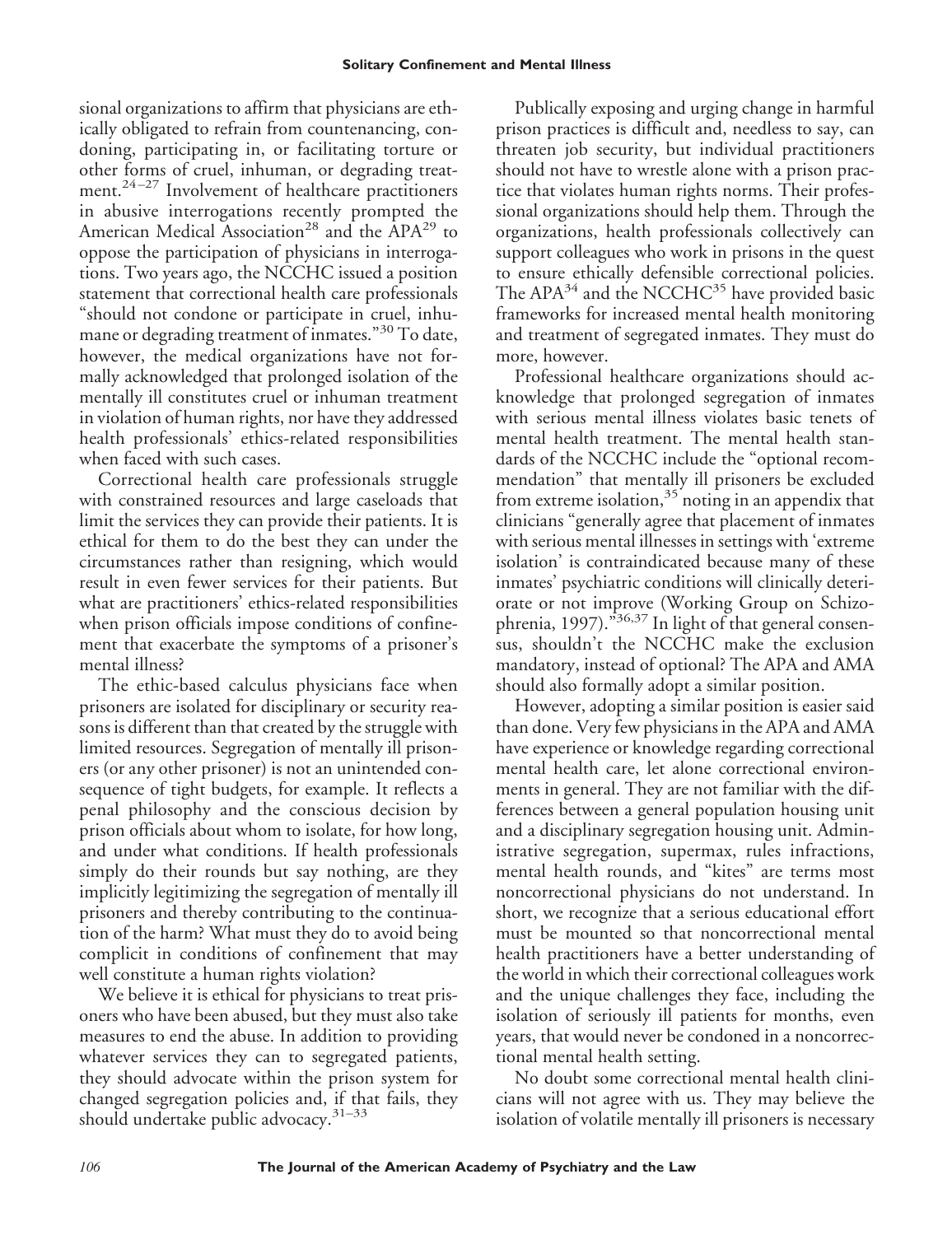sional organizations to affirm that physicians are ethically obligated to refrain from countenancing, condoning, participating in, or facilitating torture or other forms of cruel, inhuman, or degrading treatment.[24–27] Involvement of healthcare practitioners in abusive interrogations recently prompted the American Medical Association[28] and the APA[29] to oppose the participation of physicians in interrogations. Two years ago, the NCCHC issued a position statement that correctional health care professionals "should not condone or participate in cruel, inhumane or degrading treatment of inmates."[30] To date, however, the medical organizations have not formally acknowledged that prolonged isolation of the mentally ill constitutes cruel or inhuman treatment in violation of human rights, nor have they addressed health professionals' ethics-related responsibilities when faced with such cases.

Correctional health care professionals struggle with constrained resources and large caseloads that limit the services they can provide their patients. It is ethical for them to do the best they can under the circumstances rather than resigning, which would result in even fewer services for their patients. But what are practitioners' ethics-related responsibilities when prison officials impose conditions of confinement that exacerbate the symptoms of a prisoner's mental illness?

The ethic-based calculus physicians face when prisoners are isolated for disciplinary or security reasons is different than that created by the struggle with limited resources. Segregation of mentally ill prisoners (or any other prisoner) is not an unintended consequence of tight budgets, for example. It reflects a penal philosophy and the conscious decision by prison officials about whom to isolate, for how long, and under what conditions. If health professionals simply do their rounds but say nothing, are they implicitly legitimizing the segregation of mentally ill prisoners and thereby contributing to the continuation of the harm? What must they do to avoid being complicit in conditions of confinement that may well constitute a human rights violation?

We believe it is ethical for physicians to treat prisoners who have been abused, but they must also take measures to end the abuse. In addition to providing whatever services they can to segregated patients, they should advocate within the prison system for changed segregation policies and, if that fails, they should undertake public advocacy.[31–33]

Publically exposing and urging change in harmful prison practices is difficult and, needless to say, can threaten job security, but individual practitioners should not have to wrestle alone with a prison practice that violates human rights norms. Their professional organizations should help them. Through the organizations, health professionals collectively can support colleagues who work in prisons in the quest to ensure ethically defensible correctional policies. The APA[34] and the NCCHC[35] have provided basic frameworks for increased mental health monitoring and treatment of segregated inmates. They must do more, however.

Professional healthcare organizations should acknowledge that prolonged segregation of inmates with serious mental illness violates basic tenets of mental health treatment. The mental health standards of the NCCHC include the "optional recommendation" that mentally ill prisoners be excluded from extreme isolation,[35] noting in an appendix that clinicians "generally agree that placement of inmates with serious mental illnesses in settings with 'extreme isolation' is contraindicated because many of these inmates' psychiatric conditions will clinically deteriorate or not improve (Working Group on Schizophrenia, 1997)."[36,37] In light of that general consensus, shouldn't the NCCHC make the exclusion mandatory, instead of optional? The APA and AMA should also formally adopt a similar position.

However, adopting a similar position is easier said than done. Very few physicians in the APA and AMA have experience or knowledge regarding correctional mental health care, let alone correctional environments in general. They are not familiar with the differences between a general population housing unit and a disciplinary segregation housing unit. Administrative segregation, supermax, rules infractions, mental health rounds, and "kites" are terms most noncorrectional physicians do not understand. In short, we recognize that a serious educational effort must be mounted so that noncorrectional mental health practitioners have a better understanding of the world in which their correctional colleagues work and the unique challenges they face, including the isolation of seriously ill patients for months, even years, that would never be condoned in a noncorrectional mental health setting.

No doubt some correctional mental health clinicians will not agree with us. They may believe the isolation of volatile mentally ill prisoners is necessary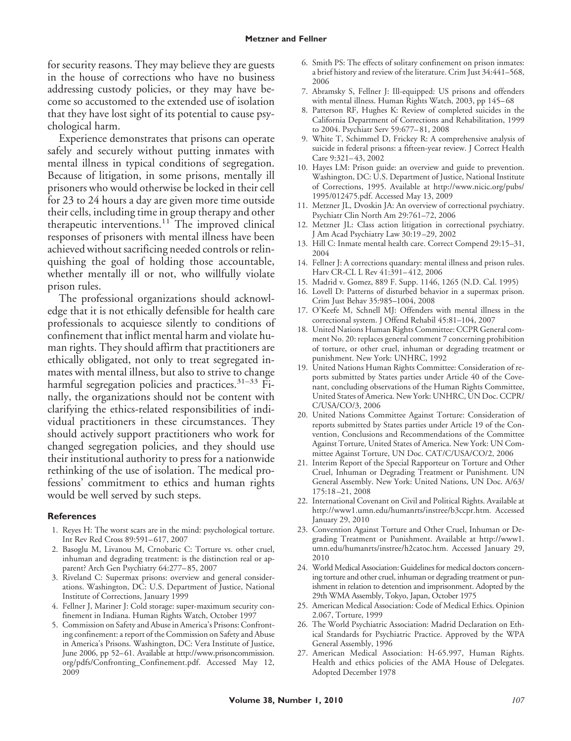for security reasons. They may believe they are guests in the house of corrections who have no business addressing custody policies, or they may have become so accustomed to the extended use of isolation that they have lost sight of its potential to cause psychological harm.

Experience demonstrates that prisons can operate safely and securely without putting inmates with mental illness in typical conditions of segregation. Because of litigation, in some prisons, mentally ill prisoners who would otherwise be locked in their cell for 23 to 24 hours a day are given more time outside their cells, including time in group therapy and other therapeutic interventions.[11] The improved clinical responses of prisoners with mental illness have been achieved without sacrificing needed controls or relinquishing the goal of holding those accountable, whether mentally ill or not, who willfully violate prison rules.

The professional organizations should acknowledge that it is not ethically defensible for health care professionals to acquiesce silently to conditions of confinement that inflict mental harm and violate human rights. They should affirm that practitioners are ethically obligated, not only to treat segregated inmates with mental illness, but also to strive to change harmful segregation policies and practices.[31–33] Finally, the organizations should not be content with clarifying the ethics-related responsibilities of individual practitioners in these circumstances. They should actively support practitioners who work for changed segregation policies, and they should use their institutional authority to press for a nationwide rethinking of the use of isolation. The medical professions' commitment to ethics and human rights would be well served by such steps.

## References

1. Reyes H: The worst scars are in the mind: psychological torture. Int Rev Red Cross 89:591–617, 2007
2. Basoglu M, Livanou M, Crnobaric C: Torture vs. other cruel, inhuman and degrading treatment: is the distinction real or apparent? Arch Gen Psychiatry 64:277–85, 2007
3. Riveland C: Supermax prisons: overview and general considerations. Washington, DC: U.S. Department of Justice, National Institute of Corrections, January 1999
4. Fellner J, Mariner J: Cold storage: super-maximum security confinement in Indiana. Human Rights Watch, October 1997
5. Commission on Safety and Abuse in America's Prisons: Confronting confinement: a report of the Commission on Safety and Abuse in America's Prisons. Washington, DC: Vera Institute of Justice, June 2006, pp 52–61. Available at http://www.prisoncommission.org/pdfs/Confronting_Confinement.pdf. Accessed May 12, 2009
6. Smith PS: The effects of solitary confinement on prison inmates: a brief history and review of the literature. Crim Just 34:441–568, 2006
7. Abramsky S, Fellner J: Ill-equipped: US prisons and offenders with mental illness. Human Rights Watch, 2003, pp 145–68
8. Patterson RF, Hughes K: Review of completed suicides in the California Department of Corrections and Rehabilitation, 1999 to 2004. Psychiatr Serv 59:677–81, 2008
9. White T, Schimmel D, Frickey R: A comprehensive analysis of suicide in federal prisons: a fifteen-year review. J Correct Health Care 9:321–43, 2002
10. Hayes LM: Prison guide: an overview and guide to prevention. Washington, DC: U.S. Department of Justice, National Institute of Corrections, 1995. Available at http://www.nicic.org/pubs/1995/012475.pdf. Accessed May 13, 2009
11. Metzner JL, Dvoskin JA: An overview of correctional psychiatry. Psychiatr Clin North Am 29:761–72, 2006
12. Metzner JL: Class action litigation in correctional psychiatry. J Am Acad Psychiatry Law 30:19–29, 2002
13. Hill C: Inmate mental health care. Correct Compend 29:15–31, 2004
14. Fellner J: A corrections quandary: mental illness and prison rules. Harv CR-CL L Rev 41:391–412, 2006
15. Madrid v. Gomez, 889 F. Supp. 1146, 1265 (N.D. Cal. 1995)
16. Lovell D: Patterns of disturbed behavior in a supermax prison. Crim Just Behav 35:985–1004, 2008
17. O'Keefe M, Schnell MJ: Offenders with mental illness in the correctional system. J Offend Rehabil 45:81–104, 2007
18. United Nations Human Rights Committee: CCPR General comment No. 20: replaces general comment 7 concerning prohibition of torture, or other cruel, inhuman or degrading treatment or punishment. New York: UNHRC, 1992
19. United Nations Human Rights Committee: Consideration of reports submitted by States parties under Article 40 of the Covenant, concluding observations of the Human Rights Committee, United States of America. New York: UNHRC, UN Doc. CCPR/C/USA/CO/3, 2006
20. United Nations Committee Against Torture: Consideration of reports submitted by States parties under Article 19 of the Convention, Conclusions and Recommendations of the Committee Against Torture, United States of America. New York: UN Committee Against Torture, UN Doc. CAT/C/USA/CO/2, 2006
21. Interim Report of the Special Rapporteur on Torture and Other Cruel, Inhuman or Degrading Treatment or Punishment. UN General Assembly. New York: United Nations, UN Doc. A/63/175:18–21, 2008
22. International Covenant on Civil and Political Rights. Available at http://www1.umn.edu/humanrts/instree/b3ccpr.htm. Accessed January 29, 2010
23. Convention Against Torture and Other Cruel, Inhuman or Degrading Treatment or Punishment. Available at http://www1.umn.edu/humanrts/instree/h2catoc.htm. Accessed January 29, 2010
24. World Medical Association: Guidelines for medical doctors concerning torture and other cruel, inhuman or degrading treatment or punishment in relation to detention and imprisonment. Adopted by the 29th WMA Assembly, Tokyo, Japan, October 1975
25. American Medical Association: Code of Medical Ethics. Opinion 2.067, Torture, 1999
26. The World Psychiatric Association: Madrid Declaration on Ethical Standards for Psychiatric Practice. Approved by the WPA General Assembly, 1996
27. American Medical Association: H-65.997, Human Rights. Health and ethics policies of the AMA House of Delegates. Adopted December 1978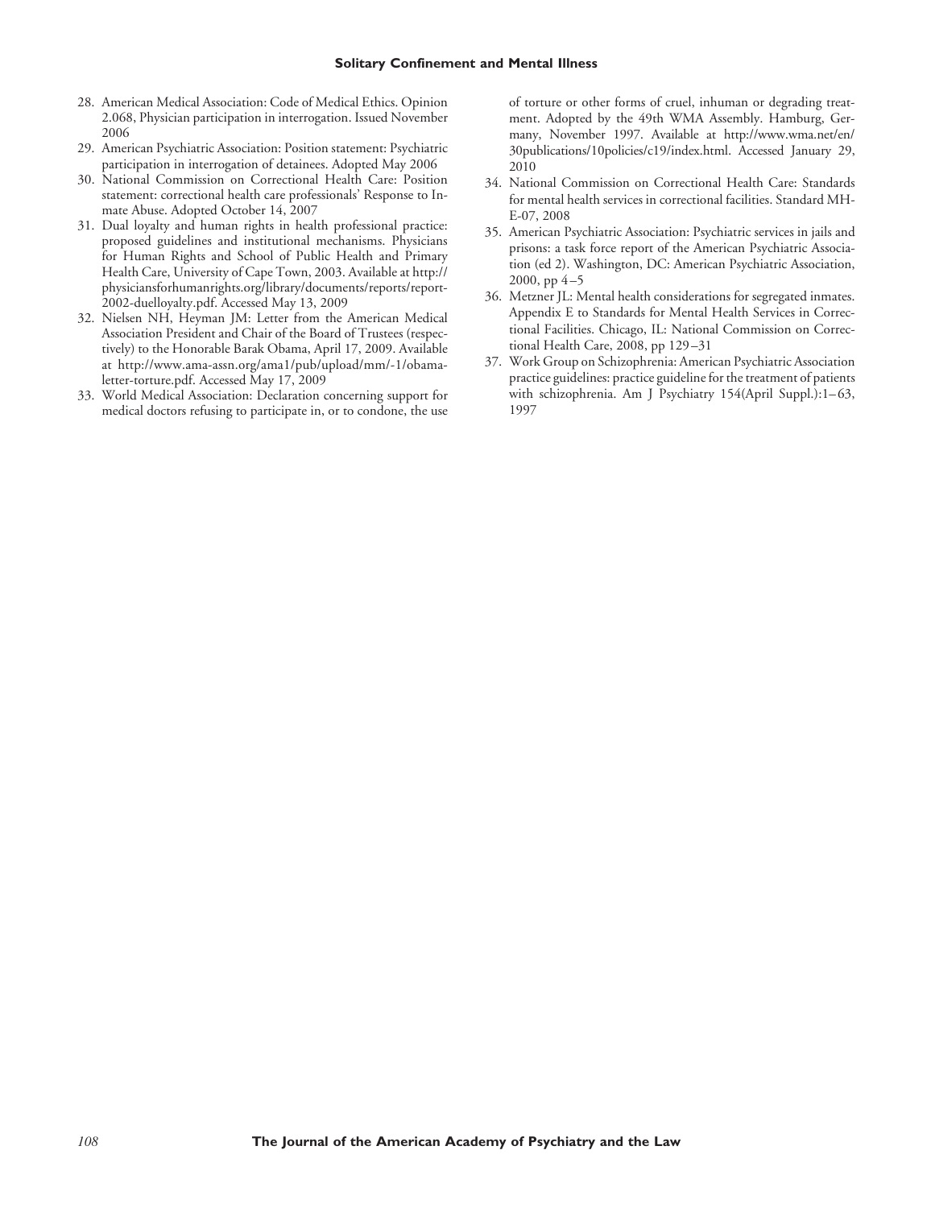28. American Medical Association: Code of Medical Ethics. Opinion 2.068, Physician participation in interrogation. Issued November 2006
29. American Psychiatric Association: Position statement: Psychiatric participation in interrogation of detainees. Adopted May 2006
30. National Commission on Correctional Health Care: Position statement: correctional health care professionals' Response to Inmate Abuse. Adopted October 14, 2007
31. Dual loyalty and human rights in health professional practice: proposed guidelines and institutional mechanisms. Physicians for Human Rights and School of Public Health and Primary Health Care, University of Cape Town, 2003. Available at http://physiciansforhumanrights.org/library/documents/reports/report-2002-duelloyalty.pdf. Accessed May 13, 2009
32. Nielsen NH, Heyman JM: Letter from the American Medical Association President and Chair of the Board of Trustees (respectively) to the Honorable Barak Obama, April 17, 2009. Available at http://www.ama-assn.org/ama1/pub/upload/mm/-1/obama-letter-torture.pdf. Accessed May 17, 2009
33. World Medical Association: Declaration concerning support for medical doctors refusing to participate in, or to condone, the use of torture or other forms of cruel, inhuman or degrading treatment. Adopted by the 49th WMA Assembly. Hamburg, Germany, November 1997. Available at http://www.wma.net/en/30publications/10policies/c19/index.html. Accessed January 29, 2010
34. National Commission on Correctional Health Care: Standards for mental health services in correctional facilities. Standard MH-E-07, 2008
35. American Psychiatric Association: Psychiatric services in jails and prisons: a task force report of the American Psychiatric Association (ed 2). Washington, DC: American Psychiatric Association, 2000, pp 4–5
36. Metzner JL: Mental health considerations for segregated inmates. Appendix E to Standards for Mental Health Services in Correctional Facilities. Chicago, IL: National Commission on Correctional Health Care, 2008, pp 129–31
37. Work Group on Schizophrenia: American Psychiatric Association practice guidelines: practice guideline for the treatment of patients with schizophrenia. Am J Psychiatry 154(April Suppl.):1–63, 1997